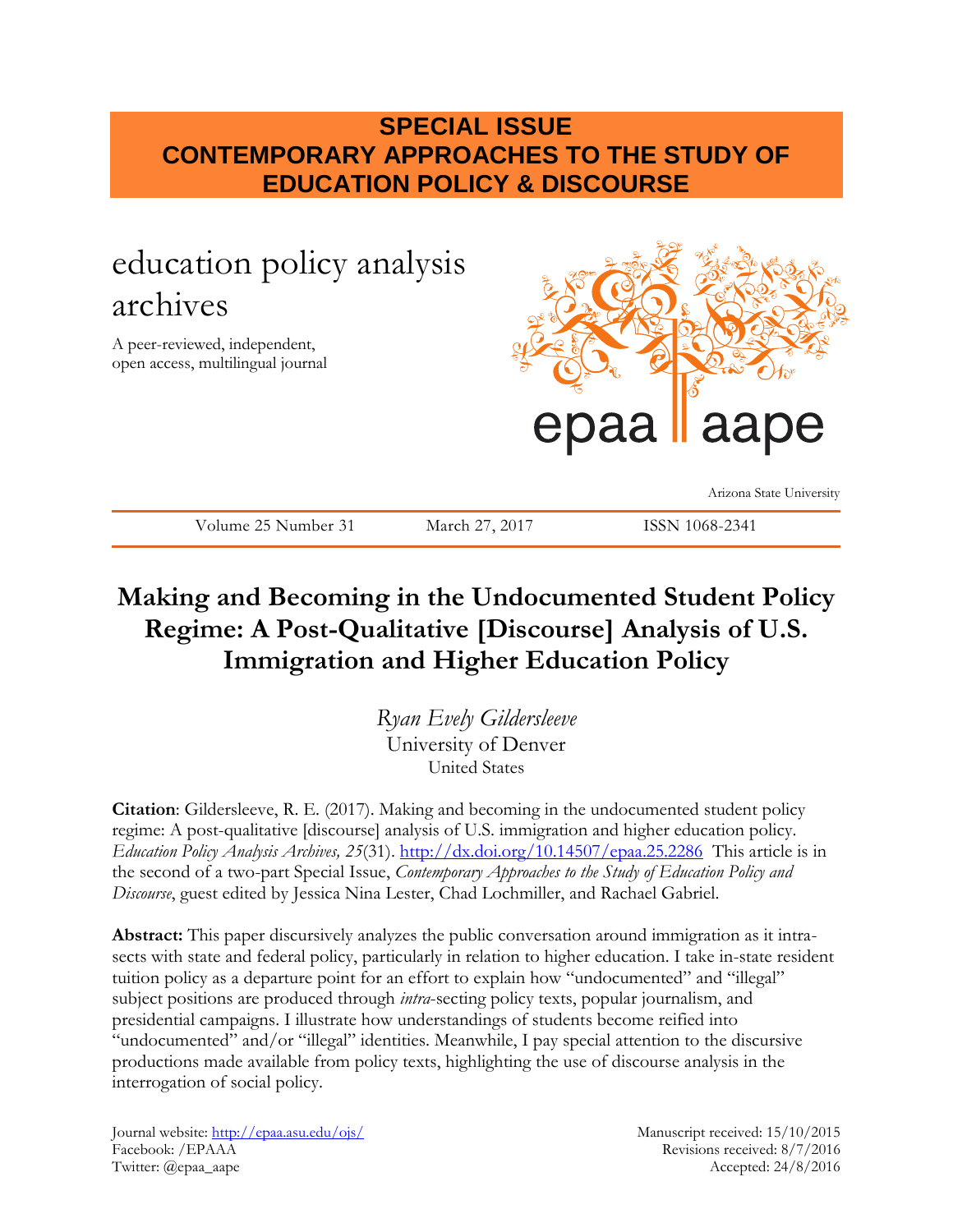**SPECIAL ISSUE**
**CONTEMPORARY APPROACHES TO THE STUDY OF EDUCATION POLICY & DISCOURSE**

education policy analysis archives

A peer-reviewed, independent, open access, multilingual journal

epaa aape

Arizona State University

Volume 25 Number 31 March 27, 2017 ISSN 1068-2341

# Making and Becoming in the Undocumented Student Policy Regime: A Post-Qualitative [Discourse] Analysis of U.S. Immigration and Higher Education Policy

*Ryan Evely Gildersleeve*
University of Denver
United States

**Citation**: Gildersleeve, R. E. (2017). Making and becoming in the undocumented student policy regime: A post-qualitative [discourse] analysis of U.S. immigration and higher education policy. *Education Policy Analysis Archives, 25*(31). http://dx.doi.org/10.14507/epaa.25.2286 This article is in the second of a two-part Special Issue, *Contemporary Approaches to the Study of Education Policy and Discourse*, guest edited by Jessica Nina Lester, Chad Lochmiller, and Rachael Gabriel.

**Abstract:** This paper discursively analyzes the public conversation around immigration as it intra-sects with state and federal policy, particularly in relation to higher education. I take in-state resident tuition policy as a departure point for an effort to explain how "undocumented" and "illegal" subject positions are produced through *intra*-secting policy texts, popular journalism, and presidential campaigns. I illustrate how understandings of students become reified into "undocumented" and/or "illegal" identities. Meanwhile, I pay special attention to the discursive productions made available from policy texts, highlighting the use of discourse analysis in the interrogation of social policy.

Journal website: http://epaa.asu.edu/ojs/
Facebook: /EPAAA
Twitter: @epaa_aape

Manuscript received: 15/10/2015
Revisions received: 8/7/2016
Accepted: 24/8/2016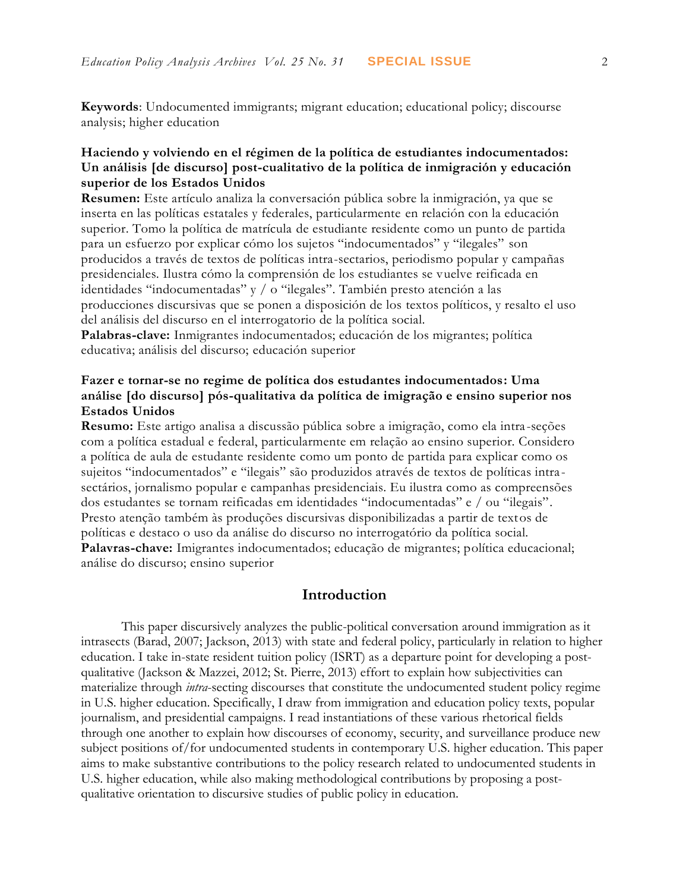**Keywords**: Undocumented immigrants; migrant education; educational policy; discourse analysis; higher education

**Haciendo y volviendo en el régimen de la política de estudiantes indocumentados: Un análisis [de discurso] post-cualitativo de la política de inmigración y educación superior de los Estados Unidos**

**Resumen:** Este artículo analiza la conversación pública sobre la inmigración, ya que se inserta en las políticas estatales y federales, particularmente en relación con la educación superior. Tomo la política de matrícula de estudiante residente como un punto de partida para un esfuerzo por explicar cómo los sujetos "indocumentados" y "ilegales" son producidos a través de textos de políticas intra-sectarios, periodismo popular y campañas presidenciales. Ilustra cómo la comprensión de los estudiantes se vuelve reificada en identidades "indocumentadas" y / o "ilegales". También presto atención a las producciones discursivas que se ponen a disposición de los textos políticos, y resalto el uso del análisis del discurso en el interrogatorio de la política social.

**Palabras-clave:** Inmigrantes indocumentados; educación de los migrantes; política educativa; análisis del discurso; educación superior

**Fazer e tornar-se no regime de política dos estudantes indocumentados: Uma análise [do discurso] pós-qualitativa da política de imigração e ensino superior nos Estados Unidos**

**Resumo:** Este artigo analisa a discussão pública sobre a imigração, como ela intra-seções com a política estadual e federal, particularmente em relação ao ensino superior. Considero a política de aula de estudante residente como um ponto de partida para explicar como os sujeitos "indocumentados" e "ilegais" são produzidos através de textos de políticas intra-sectários, jornalismo popular e campanhas presidenciais. Eu ilustra como as compreensões dos estudantes se tornam reificadas em identidades "indocumentadas" e / ou "ilegais". Presto atenção também às produções discursivas disponibilizadas a partir de textos de políticas e destaco o uso da análise do discurso no interrogatório da política social.

**Palavras-chave:** Imigrantes indocumentados; educação de migrantes; política educacional; análise do discurso; ensino superior

## Introduction

This paper discursively analyzes the public-political conversation around immigration as it intrasects (Barad, 2007; Jackson, 2013) with state and federal policy, particularly in relation to higher education. I take in-state resident tuition policy (ISRT) as a departure point for developing a post-qualitative (Jackson & Mazzei, 2012; St. Pierre, 2013) effort to explain how subjectivities can materialize through *intra*-secting discourses that constitute the undocumented student policy regime in U.S. higher education. Specifically, I draw from immigration and education policy texts, popular journalism, and presidential campaigns. I read instantiations of these various rhetorical fields through one another to explain how discourses of economy, security, and surveillance produce new subject positions of/for undocumented students in contemporary U.S. higher education. This paper aims to make substantive contributions to the policy research related to undocumented students in U.S. higher education, while also making methodological contributions by proposing a post-qualitative orientation to discursive studies of public policy in education.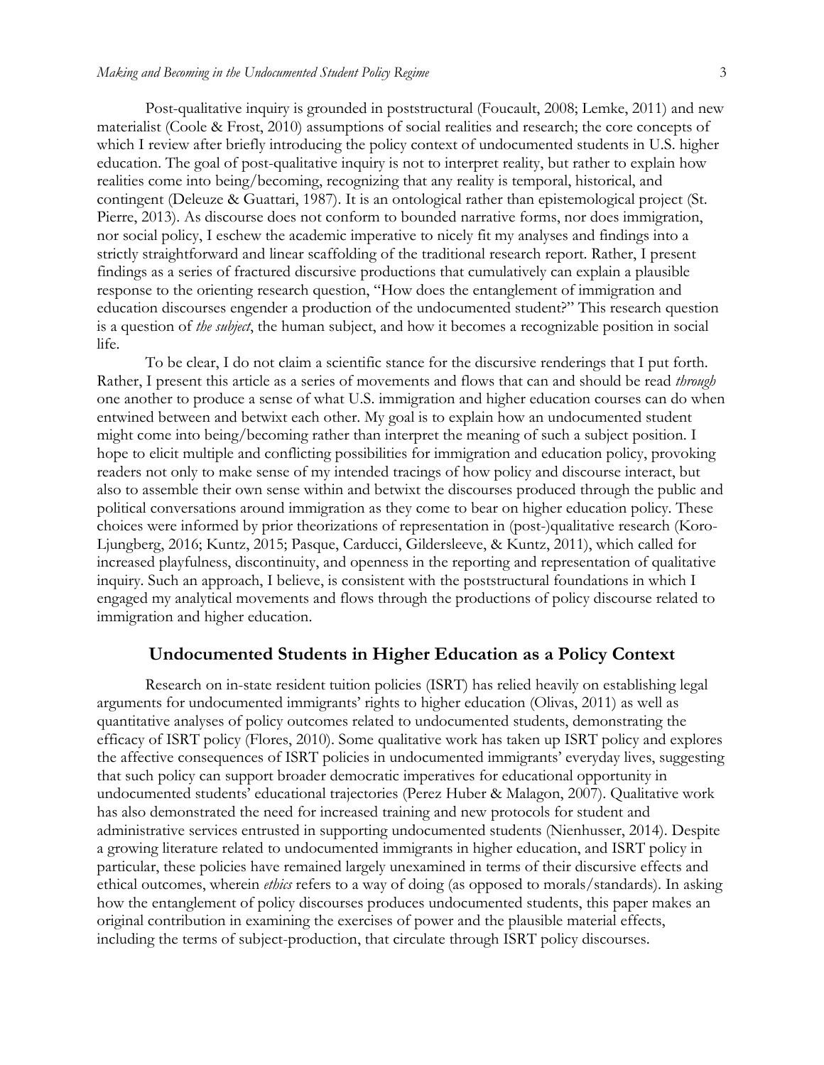Post-qualitative inquiry is grounded in poststructural (Foucault, 2008; Lemke, 2011) and new materialist (Coole & Frost, 2010) assumptions of social realities and research; the core concepts of which I review after briefly introducing the policy context of undocumented students in U.S. higher education. The goal of post-qualitative inquiry is not to interpret reality, but rather to explain how realities come into being/becoming, recognizing that any reality is temporal, historical, and contingent (Deleuze & Guattari, 1987). It is an ontological rather than epistemological project (St. Pierre, 2013). As discourse does not conform to bounded narrative forms, nor does immigration, nor social policy, I eschew the academic imperative to nicely fit my analyses and findings into a strictly straightforward and linear scaffolding of the traditional research report. Rather, I present findings as a series of fractured discursive productions that cumulatively can explain a plausible response to the orienting research question, "How does the entanglement of immigration and education discourses engender a production of the undocumented student?" This research question is a question of *the subject*, the human subject, and how it becomes a recognizable position in social life.

To be clear, I do not claim a scientific stance for the discursive renderings that I put forth. Rather, I present this article as a series of movements and flows that can and should be read *through* one another to produce a sense of what U.S. immigration and higher education courses can do when entwined between and betwixt each other. My goal is to explain how an undocumented student might come into being/becoming rather than interpret the meaning of such a subject position. I hope to elicit multiple and conflicting possibilities for immigration and education policy, provoking readers not only to make sense of my intended tracings of how policy and discourse interact, but also to assemble their own sense within and betwixt the discourses produced through the public and political conversations around immigration as they come to bear on higher education policy. These choices were informed by prior theorizations of representation in (post-)qualitative research (Koro-Ljungberg, 2016; Kuntz, 2015; Pasque, Carducci, Gildersleeve, & Kuntz, 2011), which called for increased playfulness, discontinuity, and openness in the reporting and representation of qualitative inquiry. Such an approach, I believe, is consistent with the poststructural foundations in which I engaged my analytical movements and flows through the productions of policy discourse related to immigration and higher education.

## Undocumented Students in Higher Education as a Policy Context

Research on in-state resident tuition policies (ISRT) has relied heavily on establishing legal arguments for undocumented immigrants' rights to higher education (Olivas, 2011) as well as quantitative analyses of policy outcomes related to undocumented students, demonstrating the efficacy of ISRT policy (Flores, 2010). Some qualitative work has taken up ISRT policy and explores the affective consequences of ISRT policies in undocumented immigrants' everyday lives, suggesting that such policy can support broader democratic imperatives for educational opportunity in undocumented students' educational trajectories (Perez Huber & Malagon, 2007). Qualitative work has also demonstrated the need for increased training and new protocols for student and administrative services entrusted in supporting undocumented students (Nienhusser, 2014). Despite a growing literature related to undocumented immigrants in higher education, and ISRT policy in particular, these policies have remained largely unexamined in terms of their discursive effects and ethical outcomes, wherein *ethics* refers to a way of doing (as opposed to morals/standards). In asking how the entanglement of policy discourses produces undocumented students, this paper makes an original contribution in examining the exercises of power and the plausible material effects, including the terms of subject-production, that circulate through ISRT policy discourses.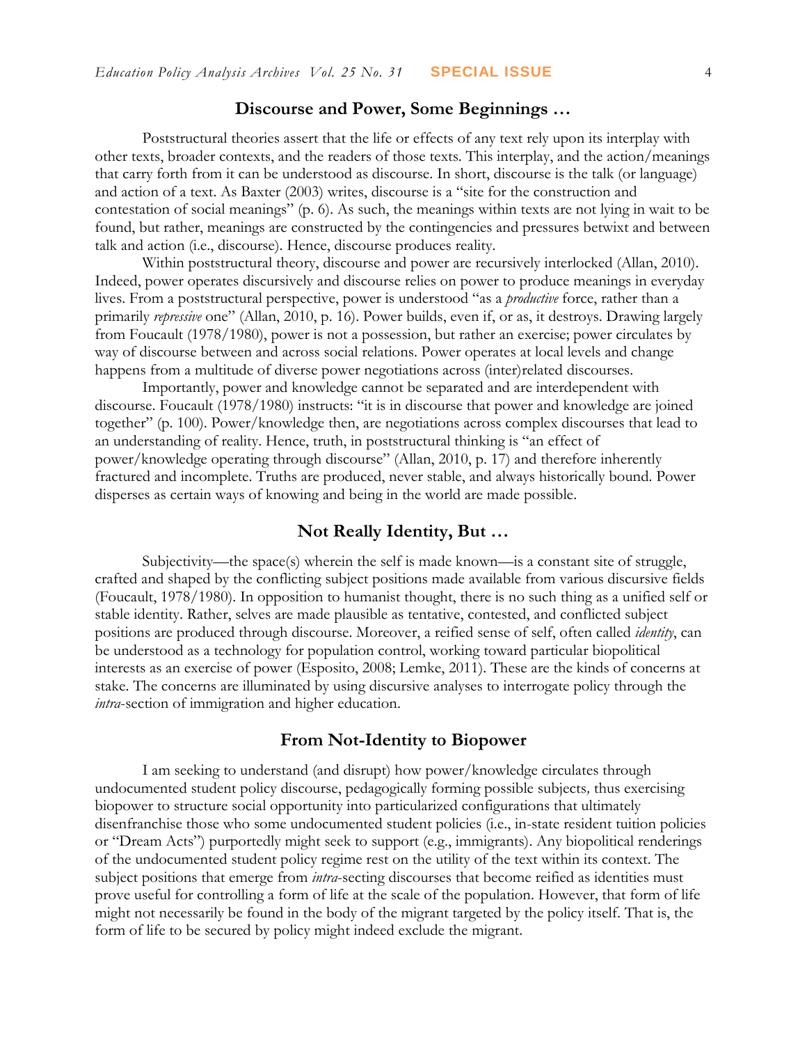## Discourse and Power, Some Beginnings …

Poststructural theories assert that the life or effects of any text rely upon its interplay with other texts, broader contexts, and the readers of those texts. This interplay, and the action/meanings that carry forth from it can be understood as discourse. In short, discourse is the talk (or language) and action of a text. As Baxter (2003) writes, discourse is a "site for the construction and contestation of social meanings" (p. 6). As such, the meanings within texts are not lying in wait to be found, but rather, meanings are constructed by the contingencies and pressures betwixt and between talk and action (i.e., discourse). Hence, discourse produces reality.

Within poststructural theory, discourse and power are recursively interlocked (Allan, 2010). Indeed, power operates discursively and discourse relies on power to produce meanings in everyday lives. From a poststructural perspective, power is understood "as a *productive* force, rather than a primarily *repressive* one" (Allan, 2010, p. 16). Power builds, even if, or as, it destroys. Drawing largely from Foucault (1978/1980), power is not a possession, but rather an exercise; power circulates by way of discourse between and across social relations. Power operates at local levels and change happens from a multitude of diverse power negotiations across (inter)related discourses.

Importantly, power and knowledge cannot be separated and are interdependent with discourse. Foucault (1978/1980) instructs: "it is in discourse that power and knowledge are joined together" (p. 100). Power/knowledge then, are negotiations across complex discourses that lead to an understanding of reality. Hence, truth, in poststructural thinking is "an effect of power/knowledge operating through discourse" (Allan, 2010, p. 17) and therefore inherently fractured and incomplete. Truths are produced, never stable, and always historically bound. Power disperses as certain ways of knowing and being in the world are made possible.

## Not Really Identity, But …

Subjectivity—the space(s) wherein the self is made known—is a constant site of struggle, crafted and shaped by the conflicting subject positions made available from various discursive fields (Foucault, 1978/1980). In opposition to humanist thought, there is no such thing as a unified self or stable identity. Rather, selves are made plausible as tentative, contested, and conflicted subject positions are produced through discourse. Moreover, a reified sense of self, often called *identity*, can be understood as a technology for population control, working toward particular biopolitical interests as an exercise of power (Esposito, 2008; Lemke, 2011). These are the kinds of concerns at stake. The concerns are illuminated by using discursive analyses to interrogate policy through the *intra*-section of immigration and higher education.

## From Not-Identity to Biopower

I am seeking to understand (and disrupt) how power/knowledge circulates through undocumented student policy discourse, pedagogically forming possible subjects*,* thus exercising biopower to structure social opportunity into particularized configurations that ultimately disenfranchise those who some undocumented student policies (i.e., in-state resident tuition policies or "Dream Acts") purportedly might seek to support (e.g., immigrants). Any biopolitical renderings of the undocumented student policy regime rest on the utility of the text within its context. The subject positions that emerge from *intra*-secting discourses that become reified as identities must prove useful for controlling a form of life at the scale of the population. However, that form of life might not necessarily be found in the body of the migrant targeted by the policy itself. That is, the form of life to be secured by policy might indeed exclude the migrant.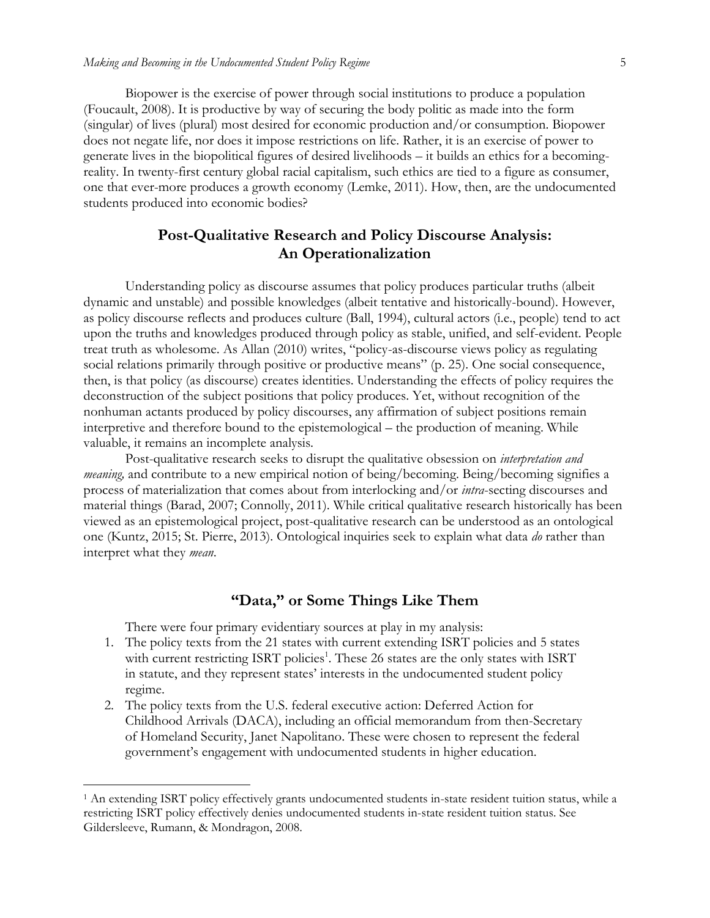Biopower is the exercise of power through social institutions to produce a population (Foucault, 2008). It is productive by way of securing the body politic as made into the form (singular) of lives (plural) most desired for economic production and/or consumption. Biopower does not negate life, nor does it impose restrictions on life. Rather, it is an exercise of power to generate lives in the biopolitical figures of desired livelihoods – it builds an ethics for a becoming-reality. In twenty-first century global racial capitalism, such ethics are tied to a figure as consumer, one that ever-more produces a growth economy (Lemke, 2011). How, then, are the undocumented students produced into economic bodies?

## Post-Qualitative Research and Policy Discourse Analysis: An Operationalization

Understanding policy as discourse assumes that policy produces particular truths (albeit dynamic and unstable) and possible knowledges (albeit tentative and historically-bound). However, as policy discourse reflects and produces culture (Ball, 1994), cultural actors (i.e., people) tend to act upon the truths and knowledges produced through policy as stable, unified, and self-evident. People treat truth as wholesome. As Allan (2010) writes, "policy-as-discourse views policy as regulating social relations primarily through positive or productive means" (p. 25). One social consequence, then, is that policy (as discourse) creates identities. Understanding the effects of policy requires the deconstruction of the subject positions that policy produces. Yet, without recognition of the nonhuman actants produced by policy discourses, any affirmation of subject positions remain interpretive and therefore bound to the epistemological – the production of meaning. While valuable, it remains an incomplete analysis.

Post-qualitative research seeks to disrupt the qualitative obsession on *interpretation and meaning,* and contribute to a new empirical notion of being/becoming. Being/becoming signifies a process of materialization that comes about from interlocking and/or *intra*-secting discourses and material things (Barad, 2007; Connolly, 2011). While critical qualitative research historically has been viewed as an epistemological project, post-qualitative research can be understood as an ontological one (Kuntz, 2015; St. Pierre, 2013). Ontological inquiries seek to explain what data *do* rather than interpret what they *mean*.

## "Data," or Some Things Like Them

There were four primary evidentiary sources at play in my analysis:

1. The policy texts from the 21 states with current extending ISRT policies and 5 states with current restricting ISRT policies[1]. These 26 states are the only states with ISRT in statute, and they represent states' interests in the undocumented student policy regime.
2. The policy texts from the U.S. federal executive action: Deferred Action for Childhood Arrivals (DACA), including an official memorandum from then-Secretary of Homeland Security, Janet Napolitano. These were chosen to represent the federal government's engagement with undocumented students in higher education.

[1] An extending ISRT policy effectively grants undocumented students in-state resident tuition status, while a restricting ISRT policy effectively denies undocumented students in-state resident tuition status. See Gildersleeve, Rumann, & Mondragon, 2008.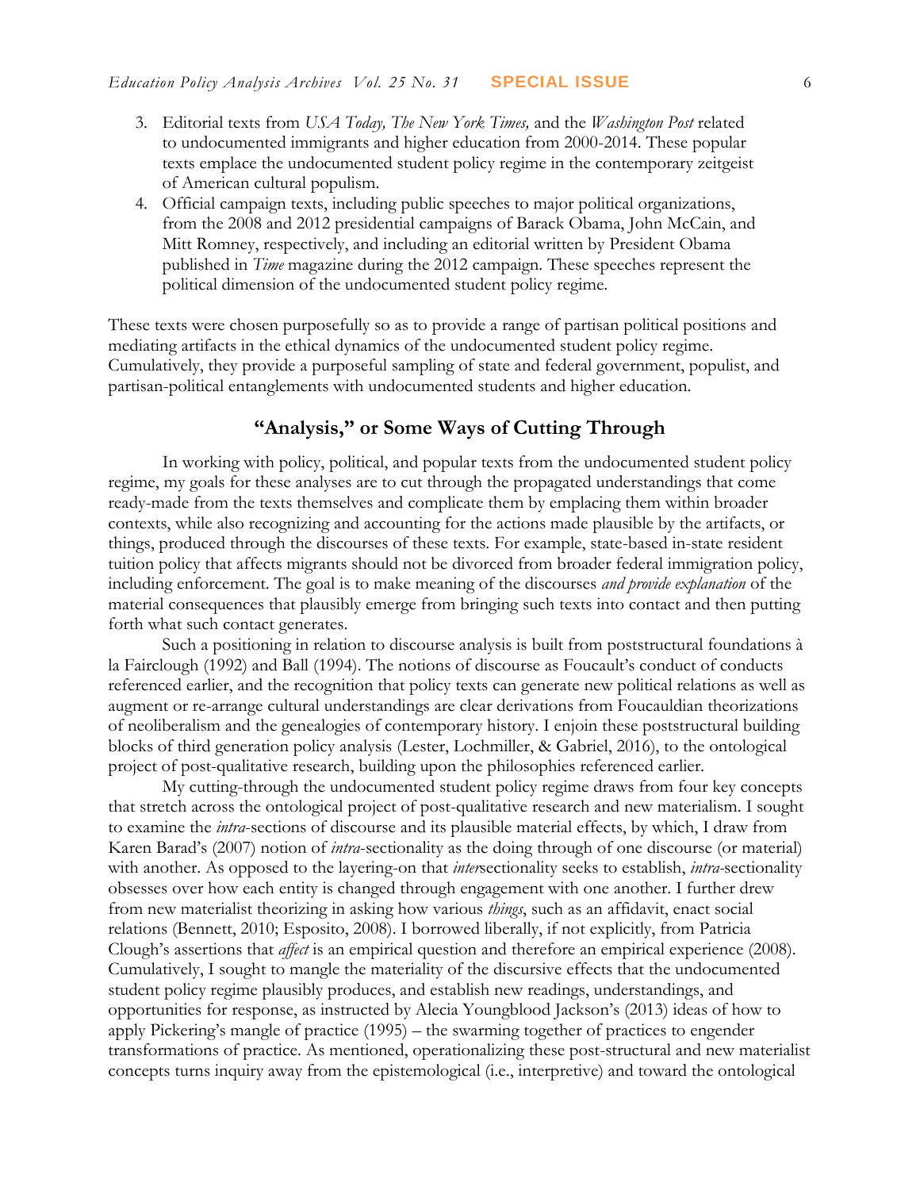3. Editorial texts from *USA Today, The New York Times,* and the *Washington Post* related to undocumented immigrants and higher education from 2000-2014. These popular texts emplace the undocumented student policy regime in the contemporary zeitgeist of American cultural populism.
4. Official campaign texts, including public speeches to major political organizations, from the 2008 and 2012 presidential campaigns of Barack Obama, John McCain, and Mitt Romney, respectively, and including an editorial written by President Obama published in *Time* magazine during the 2012 campaign. These speeches represent the political dimension of the undocumented student policy regime.

These texts were chosen purposefully so as to provide a range of partisan political positions and mediating artifacts in the ethical dynamics of the undocumented student policy regime. Cumulatively, they provide a purposeful sampling of state and federal government, populist, and partisan-political entanglements with undocumented students and higher education.

## "Analysis," or Some Ways of Cutting Through

In working with policy, political, and popular texts from the undocumented student policy regime, my goals for these analyses are to cut through the propagated understandings that come ready-made from the texts themselves and complicate them by emplacing them within broader contexts, while also recognizing and accounting for the actions made plausible by the artifacts, or things, produced through the discourses of these texts. For example, state-based in-state resident tuition policy that affects migrants should not be divorced from broader federal immigration policy, including enforcement. The goal is to make meaning of the discourses *and provide explanation* of the material consequences that plausibly emerge from bringing such texts into contact and then putting forth what such contact generates.

Such a positioning in relation to discourse analysis is built from poststructural foundations à la Fairclough (1992) and Ball (1994). The notions of discourse as Foucault's conduct of conducts referenced earlier, and the recognition that policy texts can generate new political relations as well as augment or re-arrange cultural understandings are clear derivations from Foucauldian theorizations of neoliberalism and the genealogies of contemporary history. I enjoin these poststructural building blocks of third generation policy analysis (Lester, Lochmiller, & Gabriel, 2016), to the ontological project of post-qualitative research, building upon the philosophies referenced earlier.

My cutting-through the undocumented student policy regime draws from four key concepts that stretch across the ontological project of post-qualitative research and new materialism. I sought to examine the *intra*-sections of discourse and its plausible material effects, by which, I draw from Karen Barad's (2007) notion of *intra*-sectionality as the doing through of one discourse (or material) with another. As opposed to the layering-on that *inter*sectionality seeks to establish, *intra*-sectionality obsesses over how each entity is changed through engagement with one another. I further drew from new materialist theorizing in asking how various *things*, such as an affidavit, enact social relations (Bennett, 2010; Esposito, 2008). I borrowed liberally, if not explicitly, from Patricia Clough's assertions that *affect* is an empirical question and therefore an empirical experience (2008). Cumulatively, I sought to mangle the materiality of the discursive effects that the undocumented student policy regime plausibly produces, and establish new readings, understandings, and opportunities for response, as instructed by Alecia Youngblood Jackson's (2013) ideas of how to apply Pickering's mangle of practice (1995) – the swarming together of practices to engender transformations of practice. As mentioned, operationalizing these post-structural and new materialist concepts turns inquiry away from the epistemological (i.e., interpretive) and toward the ontological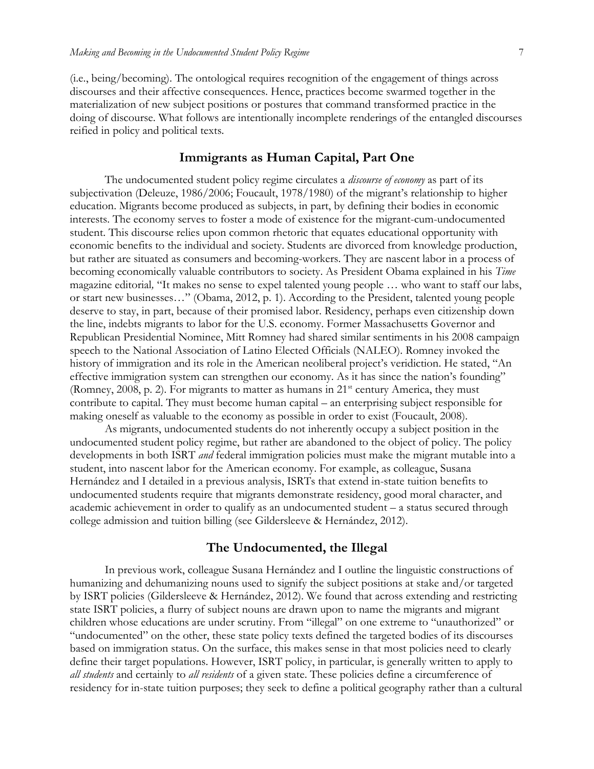(i.e., being/becoming). The ontological requires recognition of the engagement of things across discourses and their affective consequences. Hence, practices become swarmed together in the materialization of new subject positions or postures that command transformed practice in the doing of discourse. What follows are intentionally incomplete renderings of the entangled discourses reified in policy and political texts.

## Immigrants as Human Capital, Part One

The undocumented student policy regime circulates a *discourse of economy* as part of its subjectivation (Deleuze, 1986/2006; Foucault, 1978/1980) of the migrant's relationship to higher education. Migrants become produced as subjects, in part, by defining their bodies in economic interests. The economy serves to foster a mode of existence for the migrant-cum-undocumented student. This discourse relies upon common rhetoric that equates educational opportunity with economic benefits to the individual and society. Students are divorced from knowledge production, but rather are situated as consumers and becoming-workers. They are nascent labor in a process of becoming economically valuable contributors to society. As President Obama explained in his *Time* magazine editorial*,* "It makes no sense to expel talented young people … who want to staff our labs, or start new businesses…" (Obama, 2012, p. 1). According to the President, talented young people deserve to stay, in part, because of their promised labor. Residency, perhaps even citizenship down the line, indebts migrants to labor for the U.S. economy. Former Massachusetts Governor and Republican Presidential Nominee, Mitt Romney had shared similar sentiments in his 2008 campaign speech to the National Association of Latino Elected Officials (NALEO). Romney invoked the history of immigration and its role in the American neoliberal project's veridiction. He stated, "An effective immigration system can strengthen our economy. As it has since the nation's founding" (Romney, 2008, p. 2). For migrants to matter as humans in 21st century America, they must contribute to capital. They must become human capital – an enterprising subject responsible for making oneself as valuable to the economy as possible in order to exist (Foucault, 2008).

As migrants, undocumented students do not inherently occupy a subject position in the undocumented student policy regime, but rather are abandoned to the object of policy. The policy developments in both ISRT *and* federal immigration policies must make the migrant mutable into a student, into nascent labor for the American economy. For example, as colleague, Susana Hernández and I detailed in a previous analysis, ISRTs that extend in-state tuition benefits to undocumented students require that migrants demonstrate residency, good moral character, and academic achievement in order to qualify as an undocumented student – a status secured through college admission and tuition billing (see Gildersleeve & Hernández, 2012).

## The Undocumented, the Illegal

In previous work, colleague Susana Hernández and I outline the linguistic constructions of humanizing and dehumanizing nouns used to signify the subject positions at stake and/or targeted by ISRT policies (Gildersleeve & Hernández, 2012). We found that across extending and restricting state ISRT policies, a flurry of subject nouns are drawn upon to name the migrants and migrant children whose educations are under scrutiny. From "illegal" on one extreme to "unauthorized" or "undocumented" on the other, these state policy texts defined the targeted bodies of its discourses based on immigration status. On the surface, this makes sense in that most policies need to clearly define their target populations. However, ISRT policy, in particular, is generally written to apply to *all students* and certainly to *all residents* of a given state. These policies define a circumference of residency for in-state tuition purposes; they seek to define a political geography rather than a cultural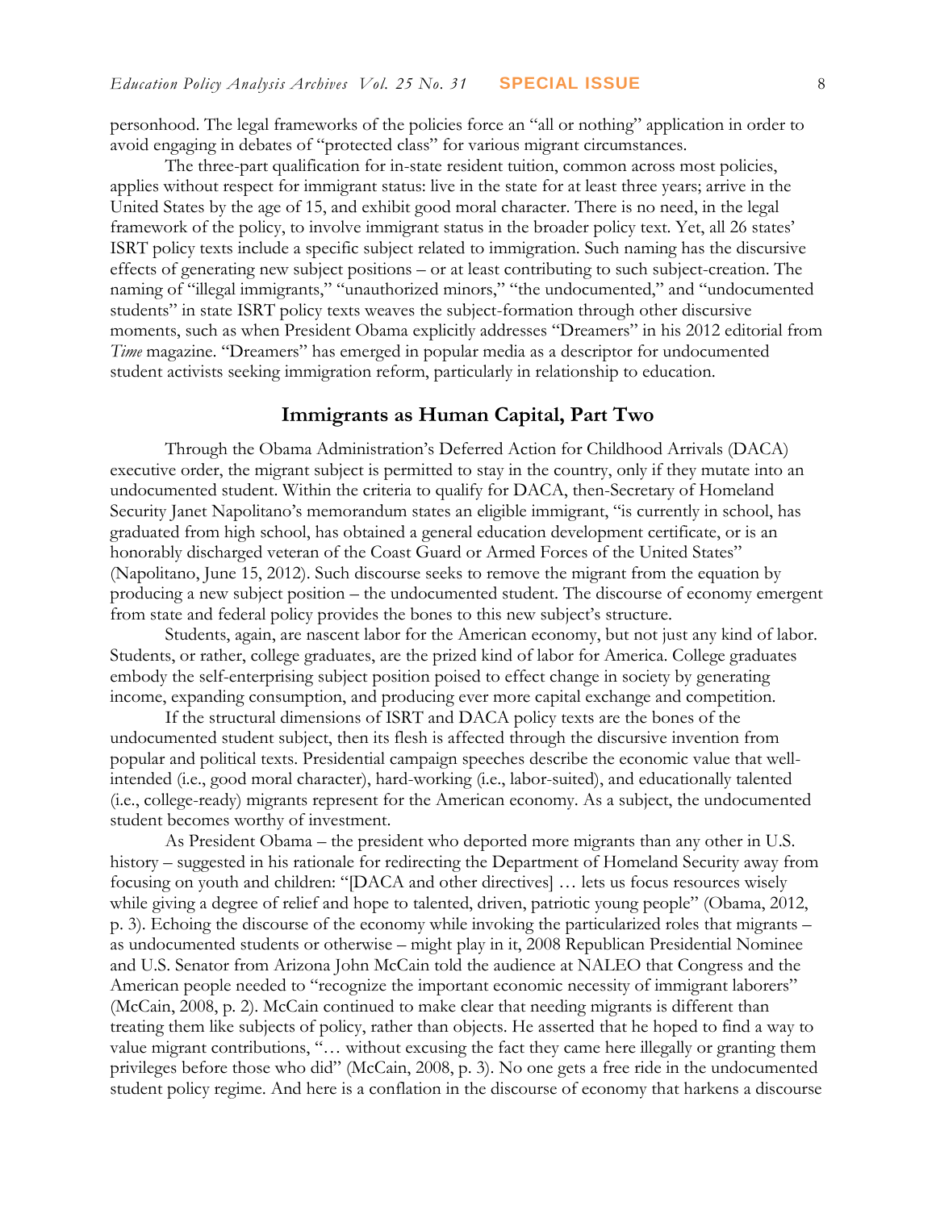personhood. The legal frameworks of the policies force an "all or nothing" application in order to avoid engaging in debates of "protected class" for various migrant circumstances.

The three-part qualification for in-state resident tuition, common across most policies, applies without respect for immigrant status: live in the state for at least three years; arrive in the United States by the age of 15, and exhibit good moral character. There is no need, in the legal framework of the policy, to involve immigrant status in the broader policy text. Yet, all 26 states' ISRT policy texts include a specific subject related to immigration. Such naming has the discursive effects of generating new subject positions – or at least contributing to such subject-creation. The naming of "illegal immigrants," "unauthorized minors," "the undocumented," and "undocumented students" in state ISRT policy texts weaves the subject-formation through other discursive moments, such as when President Obama explicitly addresses "Dreamers" in his 2012 editorial from *Time* magazine. "Dreamers" has emerged in popular media as a descriptor for undocumented student activists seeking immigration reform, particularly in relationship to education.

## Immigrants as Human Capital, Part Two

Through the Obama Administration's Deferred Action for Childhood Arrivals (DACA) executive order, the migrant subject is permitted to stay in the country, only if they mutate into an undocumented student. Within the criteria to qualify for DACA, then-Secretary of Homeland Security Janet Napolitano's memorandum states an eligible immigrant, "is currently in school, has graduated from high school, has obtained a general education development certificate, or is an honorably discharged veteran of the Coast Guard or Armed Forces of the United States" (Napolitano, June 15, 2012). Such discourse seeks to remove the migrant from the equation by producing a new subject position – the undocumented student. The discourse of economy emergent from state and federal policy provides the bones to this new subject's structure.

Students, again, are nascent labor for the American economy, but not just any kind of labor. Students, or rather, college graduates, are the prized kind of labor for America. College graduates embody the self-enterprising subject position poised to effect change in society by generating income, expanding consumption, and producing ever more capital exchange and competition.

If the structural dimensions of ISRT and DACA policy texts are the bones of the undocumented student subject, then its flesh is affected through the discursive invention from popular and political texts. Presidential campaign speeches describe the economic value that well-intended (i.e., good moral character), hard-working (i.e., labor-suited), and educationally talented (i.e., college-ready) migrants represent for the American economy. As a subject, the undocumented student becomes worthy of investment.

As President Obama – the president who deported more migrants than any other in U.S. history – suggested in his rationale for redirecting the Department of Homeland Security away from focusing on youth and children: "[DACA and other directives] … lets us focus resources wisely while giving a degree of relief and hope to talented, driven, patriotic young people" (Obama, 2012, p. 3). Echoing the discourse of the economy while invoking the particularized roles that migrants – as undocumented students or otherwise – might play in it, 2008 Republican Presidential Nominee and U.S. Senator from Arizona John McCain told the audience at NALEO that Congress and the American people needed to "recognize the important economic necessity of immigrant laborers" (McCain, 2008, p. 2). McCain continued to make clear that needing migrants is different than treating them like subjects of policy, rather than objects. He asserted that he hoped to find a way to value migrant contributions, "… without excusing the fact they came here illegally or granting them privileges before those who did" (McCain, 2008, p. 3). No one gets a free ride in the undocumented student policy regime. And here is a conflation in the discourse of economy that harkens a discourse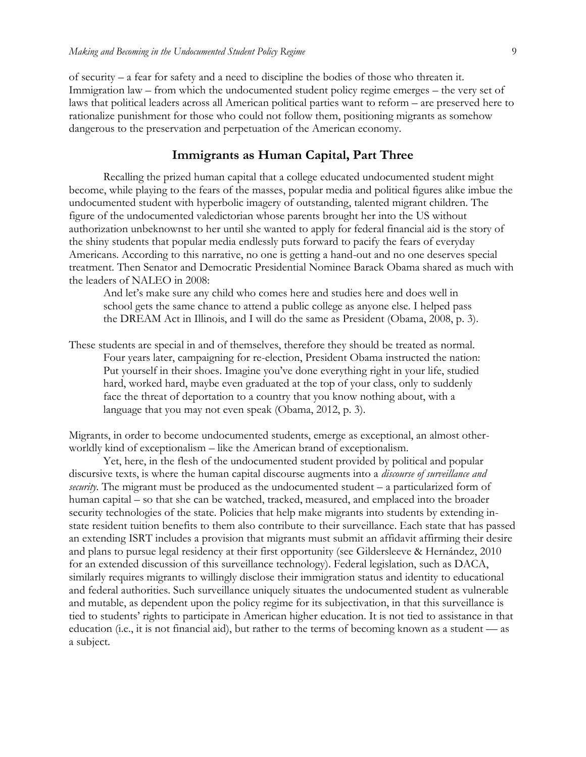of security – a fear for safety and a need to discipline the bodies of those who threaten it. Immigration law – from which the undocumented student policy regime emerges – the very set of laws that political leaders across all American political parties want to reform – are preserved here to rationalize punishment for those who could not follow them, positioning migrants as somehow dangerous to the preservation and perpetuation of the American economy.

## Immigrants as Human Capital, Part Three

Recalling the prized human capital that a college educated undocumented student might become, while playing to the fears of the masses, popular media and political figures alike imbue the undocumented student with hyperbolic imagery of outstanding, talented migrant children. The figure of the undocumented valedictorian whose parents brought her into the US without authorization unbeknownst to her until she wanted to apply for federal financial aid is the story of the shiny students that popular media endlessly puts forward to pacify the fears of everyday Americans. According to this narrative, no one is getting a hand-out and no one deserves special treatment. Then Senator and Democratic Presidential Nominee Barack Obama shared as much with the leaders of NALEO in 2008:

> And let's make sure any child who comes here and studies here and does well in school gets the same chance to attend a public college as anyone else. I helped pass the DREAM Act in Illinois, and I will do the same as President (Obama, 2008, p. 3).

These students are special in and of themselves, therefore they should be treated as normal. Four years later, campaigning for re-election, President Obama instructed the nation:

> Put yourself in their shoes. Imagine you've done everything right in your life, studied hard, worked hard, maybe even graduated at the top of your class, only to suddenly face the threat of deportation to a country that you know nothing about, with a language that you may not even speak (Obama, 2012, p. 3).

Migrants, in order to become undocumented students, emerge as exceptional, an almost other-worldly kind of exceptionalism – like the American brand of exceptionalism.

Yet, here, in the flesh of the undocumented student provided by political and popular discursive texts, is where the human capital discourse augments into a *discourse of surveillance and security*. The migrant must be produced as the undocumented student – a particularized form of human capital – so that she can be watched, tracked, measured, and emplaced into the broader security technologies of the state. Policies that help make migrants into students by extending in-state resident tuition benefits to them also contribute to their surveillance. Each state that has passed an extending ISRT includes a provision that migrants must submit an affidavit affirming their desire and plans to pursue legal residency at their first opportunity (see Gildersleeve & Hernández, 2010 for an extended discussion of this surveillance technology). Federal legislation, such as DACA, similarly requires migrants to willingly disclose their immigration status and identity to educational and federal authorities. Such surveillance uniquely situates the undocumented student as vulnerable and mutable, as dependent upon the policy regime for its subjectivation, in that this surveillance is tied to students' rights to participate in American higher education. It is not tied to assistance in that education (i.e., it is not financial aid), but rather to the terms of becoming known as a student — as a subject.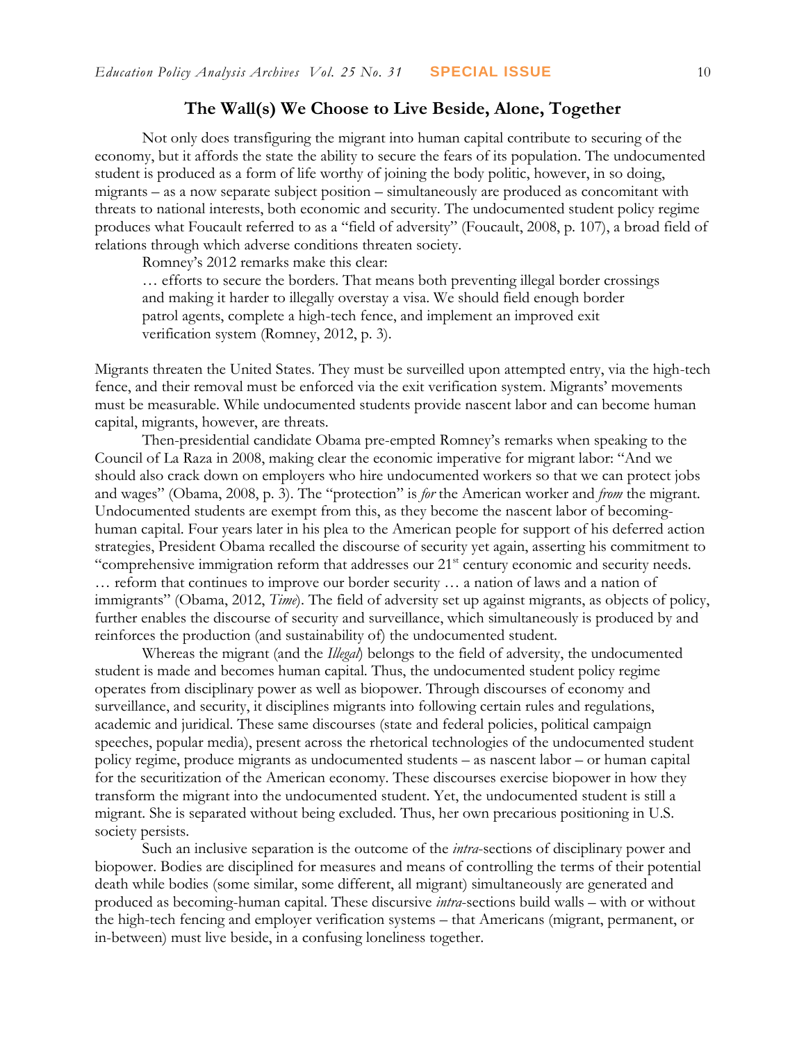## The Wall(s) We Choose to Live Beside, Alone, Together

Not only does transfiguring the migrant into human capital contribute to securing of the economy, but it affords the state the ability to secure the fears of its population. The undocumented student is produced as a form of life worthy of joining the body politic, however, in so doing, migrants – as a now separate subject position – simultaneously are produced as concomitant with threats to national interests, both economic and security. The undocumented student policy regime produces what Foucault referred to as a "field of adversity" (Foucault, 2008, p. 107), a broad field of relations through which adverse conditions threaten society.

Romney's 2012 remarks make this clear:

> … efforts to secure the borders. That means both preventing illegal border crossings and making it harder to illegally overstay a visa. We should field enough border patrol agents, complete a high-tech fence, and implement an improved exit verification system (Romney, 2012, p. 3).

Migrants threaten the United States. They must be surveilled upon attempted entry, via the high-tech fence, and their removal must be enforced via the exit verification system. Migrants' movements must be measurable. While undocumented students provide nascent labor and can become human capital, migrants, however, are threats.

Then-presidential candidate Obama pre-empted Romney's remarks when speaking to the Council of La Raza in 2008, making clear the economic imperative for migrant labor: "And we should also crack down on employers who hire undocumented workers so that we can protect jobs and wages" (Obama, 2008, p. 3). The "protection" is *for* the American worker and *from* the migrant. Undocumented students are exempt from this, as they become the nascent labor of becoming-human capital. Four years later in his plea to the American people for support of his deferred action strategies, President Obama recalled the discourse of security yet again, asserting his commitment to "comprehensive immigration reform that addresses our 21st century economic and security needs. … reform that continues to improve our border security … a nation of laws and a nation of immigrants" (Obama, 2012, *Time*). The field of adversity set up against migrants, as objects of policy, further enables the discourse of security and surveillance, which simultaneously is produced by and reinforces the production (and sustainability of) the undocumented student.

Whereas the migrant (and the *Illegal*) belongs to the field of adversity, the undocumented student is made and becomes human capital. Thus, the undocumented student policy regime operates from disciplinary power as well as biopower. Through discourses of economy and surveillance, and security, it disciplines migrants into following certain rules and regulations, academic and juridical. These same discourses (state and federal policies, political campaign speeches, popular media), present across the rhetorical technologies of the undocumented student policy regime, produce migrants as undocumented students – as nascent labor – or human capital for the securitization of the American economy. These discourses exercise biopower in how they transform the migrant into the undocumented student. Yet, the undocumented student is still a migrant. She is separated without being excluded. Thus, her own precarious positioning in U.S. society persists.

Such an inclusive separation is the outcome of the *intra*-sections of disciplinary power and biopower. Bodies are disciplined for measures and means of controlling the terms of their potential death while bodies (some similar, some different, all migrant) simultaneously are generated and produced as becoming-human capital. These discursive *intra*-sections build walls – with or without the high-tech fencing and employer verification systems – that Americans (migrant, permanent, or in-between) must live beside, in a confusing loneliness together.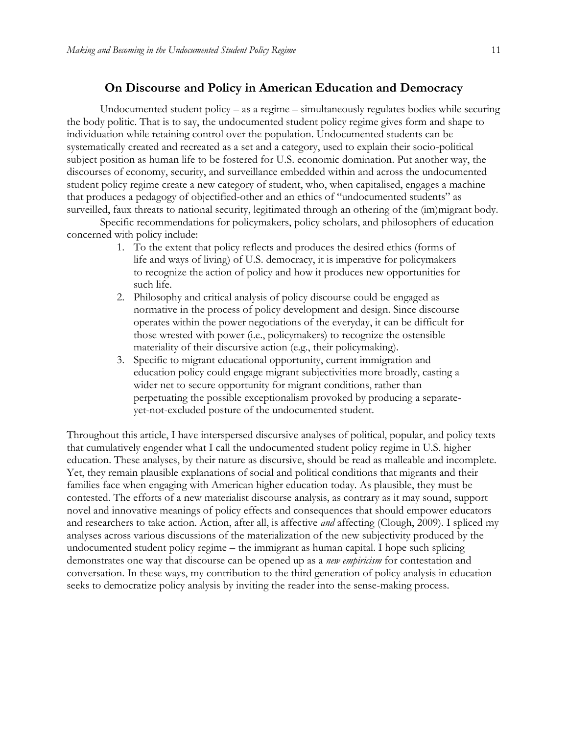## On Discourse and Policy in American Education and Democracy

Undocumented student policy – as a regime – simultaneously regulates bodies while securing the body politic. That is to say, the undocumented student policy regime gives form and shape to individuation while retaining control over the population. Undocumented students can be systematically created and recreated as a set and a category, used to explain their socio-political subject position as human life to be fostered for U.S. economic domination. Put another way, the discourses of economy, security, and surveillance embedded within and across the undocumented student policy regime create a new category of student, who, when capitalised, engages a machine that produces a pedagogy of objectified-other and an ethics of "undocumented students" as surveilled, faux threats to national security, legitimated through an othering of the (im)migrant body.

Specific recommendations for policymakers, policy scholars, and philosophers of education concerned with policy include:

1. To the extent that policy reflects and produces the desired ethics (forms of life and ways of living) of U.S. democracy, it is imperative for policymakers to recognize the action of policy and how it produces new opportunities for such life.
2. Philosophy and critical analysis of policy discourse could be engaged as normative in the process of policy development and design. Since discourse operates within the power negotiations of the everyday, it can be difficult for those wrested with power (i.e., policymakers) to recognize the ostensible materiality of their discursive action (e.g., their policymaking).
3. Specific to migrant educational opportunity, current immigration and education policy could engage migrant subjectivities more broadly, casting a wider net to secure opportunity for migrant conditions, rather than perpetuating the possible exceptionalism provoked by producing a separate-yet-not-excluded posture of the undocumented student.

Throughout this article, I have interspersed discursive analyses of political, popular, and policy texts that cumulatively engender what I call the undocumented student policy regime in U.S. higher education. These analyses, by their nature as discursive, should be read as malleable and incomplete. Yet, they remain plausible explanations of social and political conditions that migrants and their families face when engaging with American higher education today. As plausible, they must be contested. The efforts of a new materialist discourse analysis, as contrary as it may sound, support novel and innovative meanings of policy effects and consequences that should empower educators and researchers to take action. Action, after all, is affective *and* affecting (Clough, 2009). I spliced my analyses across various discussions of the materialization of the new subjectivity produced by the undocumented student policy regime – the immigrant as human capital. I hope such splicing demonstrates one way that discourse can be opened up as a *new empiricism* for contestation and conversation. In these ways, my contribution to the third generation of policy analysis in education seeks to democratize policy analysis by inviting the reader into the sense-making process.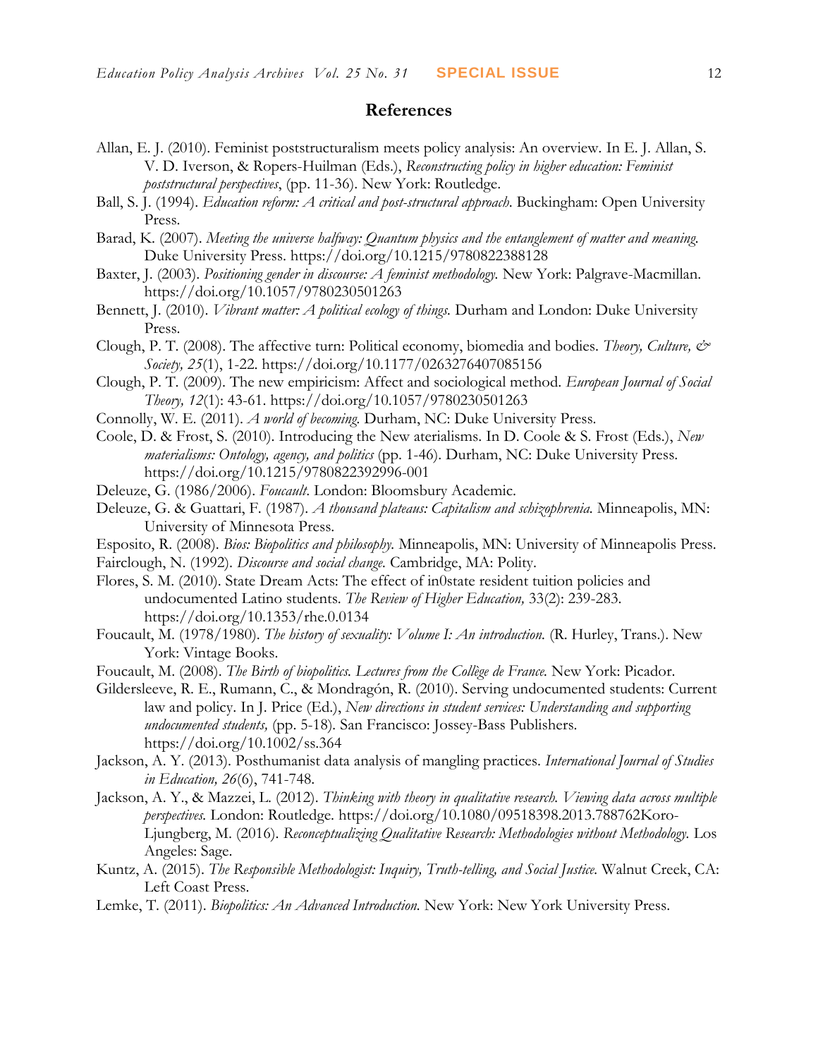## References

Allan, E. J. (2010). Feminist poststructuralism meets policy analysis: An overview. In E. J. Allan, S. V. D. Iverson, & Ropers-Huilman (Eds.), *Reconstructing policy in higher education: Feminist poststructural perspectives*, (pp. 11-36). New York: Routledge.

Ball, S. J. (1994). *Education reform: A critical and post-structural approach*. Buckingham: Open University Press.

Barad, K. (2007). *Meeting the universe halfway: Quantum physics and the entanglement of matter and meaning.* Duke University Press. https://doi.org/10.1215/9780822388128

Baxter, J. (2003). *Positioning gender in discourse: A feminist methodology.* New York: Palgrave-Macmillan. https://doi.org/10.1057/9780230501263

Bennett, J. (2010). *Vibrant matter: A political ecology of things.* Durham and London: Duke University Press.

Clough, P. T. (2008). The affective turn: Political economy, biomedia and bodies. *Theory, Culture, & Society, 25*(1), 1-22. https://doi.org/10.1177/0263276407085156

Clough, P. T. (2009). The new empiricism: Affect and sociological method. *European Journal of Social Theory, 12*(1): 43-61. https://doi.org/10.1057/9780230501263

Connolly, W. E. (2011). *A world of becoming.* Durham, NC: Duke University Press.

Coole, D. & Frost, S. (2010). Introducing the New aterialisms. In D. Coole & S. Frost (Eds.), *New materialisms: Ontology, agency, and politics* (pp. 1-46). Durham, NC: Duke University Press. https://doi.org/10.1215/9780822392996-001

Deleuze, G. (1986/2006). *Foucault*. London: Bloomsbury Academic.

Deleuze, G. & Guattari, F. (1987). *A thousand plateaus: Capitalism and schizophrenia.* Minneapolis, MN: University of Minnesota Press.

Esposito, R. (2008). *Bios: Biopolitics and philosophy.* Minneapolis, MN: University of Minneapolis Press.

Fairclough, N. (1992). *Discourse and social change.* Cambridge, MA: Polity.

Flores, S. M. (2010). State Dream Acts: The effect of in0state resident tuition policies and undocumented Latino students. *The Review of Higher Education,* 33(2): 239-283. https://doi.org/10.1353/rhe.0.0134

Foucault, M. (1978/1980). *The history of sexuality: Volume I: An introduction.* (R. Hurley, Trans.). New York: Vintage Books.

Foucault, M. (2008). *The Birth of biopolitics. Lectures from the Collège de France.* New York: Picador.

Gildersleeve, R. E., Rumann, C., & Mondragón, R. (2010). Serving undocumented students: Current law and policy. In J. Price (Ed.), *New directions in student services: Understanding and supporting undocumented students,* (pp. 5-18). San Francisco: Jossey-Bass Publishers. https://doi.org/10.1002/ss.364

Jackson, A. Y. (2013). Posthumanist data analysis of mangling practices. *International Journal of Studies in Education, 26*(6), 741-748.

Jackson, A. Y., & Mazzei, L. (2012). *Thinking with theory in qualitative research. Viewing data across multiple perspectives.* London: Routledge. https://doi.org/10.1080/09518398.2013.788762Koro-Ljungberg, M. (2016). *Reconceptualizing Qualitative Research: Methodologies without Methodology.* Los Angeles: Sage.

Kuntz, A. (2015). *The Responsible Methodologist: Inquiry, Truth-telling, and Social Justice.* Walnut Creek, CA: Left Coast Press.

Lemke, T. (2011). *Biopolitics: An Advanced Introduction.* New York: New York University Press.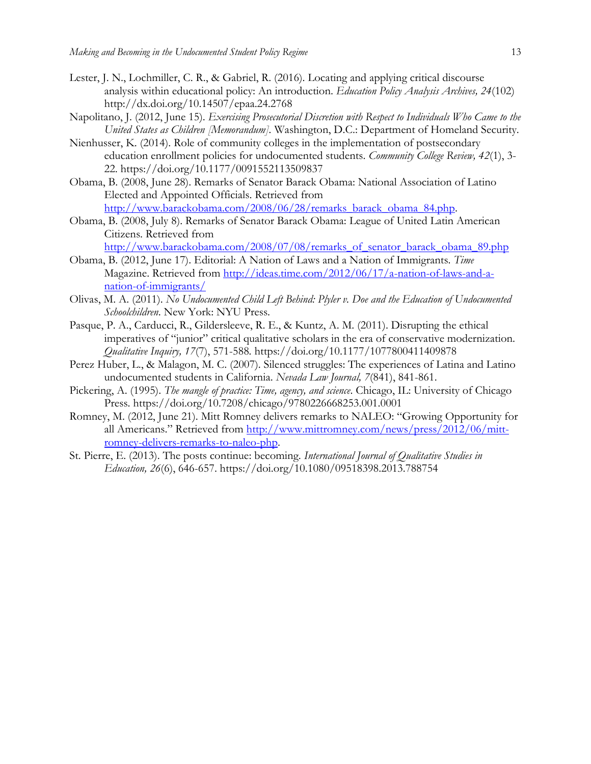Lester, J. N., Lochmiller, C. R., & Gabriel, R. (2016). Locating and applying critical discourse analysis within educational policy: An introduction. *Education Policy Analysis Archives, 24*(102) http://dx.doi.org/10.14507/epaa.24.2768

Napolitano, J. (2012, June 15). *Exercising Prosecutorial Discretion with Respect to Individuals Who Came to the United States as Children [Memorandum]*. Washington, D.C.: Department of Homeland Security.

Nienhusser, K. (2014). Role of community colleges in the implementation of postsecondary education enrollment policies for undocumented students. *Community College Review, 42*(1), 3-22. https://doi.org/10.1177/0091552113509837

Obama, B. (2008, June 28). Remarks of Senator Barack Obama: National Association of Latino Elected and Appointed Officials. Retrieved from http://www.barackobama.com/2008/06/28/remarks_barack_obama_84.php.

Obama, B. (2008, July 8). Remarks of Senator Barack Obama: League of United Latin American Citizens. Retrieved from http://www.barackobama.com/2008/07/08/remarks_of_senator_barack_obama_89.php

Obama, B. (2012, June 17). Editorial: A Nation of Laws and a Nation of Immigrants. *Time* Magazine. Retrieved from http://ideas.time.com/2012/06/17/a-nation-of-laws-and-a-nation-of-immigrants/

Olivas, M. A. (2011). *No Undocumented Child Left Behind: Plyler v. Doe and the Education of Undocumented Schoolchildren*. New York: NYU Press.

Pasque, P. A., Carducci, R., Gildersleeve, R. E., & Kuntz, A. M. (2011). Disrupting the ethical imperatives of "junior" critical qualitative scholars in the era of conservative modernization. *Qualitative Inquiry, 17*(7), 571-588. https://doi.org/10.1177/1077800411409878

Perez Huber, L., & Malagon, M. C. (2007). Silenced struggles: The experiences of Latina and Latino undocumented students in California. *Nevada Law Journal, 7*(841), 841-861.

Pickering, A. (1995). *The mangle of practice: Time, agency, and science*. Chicago, IL: University of Chicago Press. https://doi.org/10.7208/chicago/9780226668253.001.0001

Romney, M. (2012, June 21). Mitt Romney delivers remarks to NALEO: "Growing Opportunity for all Americans." Retrieved from http://www.mittromney.com/news/press/2012/06/mitt-romney-delivers-remarks-to-naleo-php.

St. Pierre, E. (2013). The posts continue: becoming. *International Journal of Qualitative Studies in Education, 26*(6), 646-657. https://doi.org/10.1080/09518398.2013.788754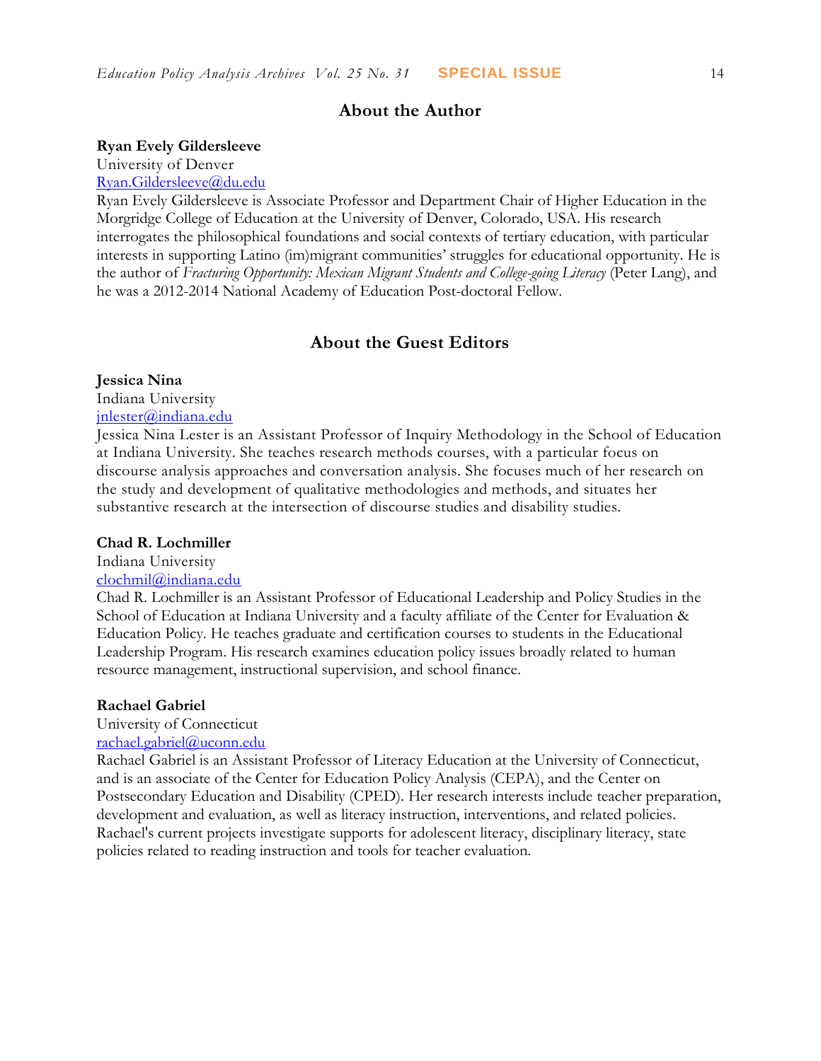## About the Author

**Ryan Evely Gildersleeve**
University of Denver
Ryan.Gildersleeve@du.edu
Ryan Evely Gildersleeve is Associate Professor and Department Chair of Higher Education in the Morgridge College of Education at the University of Denver, Colorado, USA. His research interrogates the philosophical foundations and social contexts of tertiary education, with particular interests in supporting Latino (im)migrant communities' struggles for educational opportunity. He is the author of *Fracturing Opportunity: Mexican Migrant Students and College-going Literacy* (Peter Lang), and he was a 2012-2014 National Academy of Education Post-doctoral Fellow.

## About the Guest Editors

**Jessica Nina**
Indiana University
jnlester@indiana.edu
Jessica Nina Lester is an Assistant Professor of Inquiry Methodology in the School of Education at Indiana University. She teaches research methods courses, with a particular focus on discourse analysis approaches and conversation analysis. She focuses much of her research on the study and development of qualitative methodologies and methods, and situates her substantive research at the intersection of discourse studies and disability studies.

**Chad R. Lochmiller**
Indiana University
clochmil@indiana.edu
Chad R. Lochmiller is an Assistant Professor of Educational Leadership and Policy Studies in the School of Education at Indiana University and a faculty affiliate of the Center for Evaluation & Education Policy. He teaches graduate and certification courses to students in the Educational Leadership Program. His research examines education policy issues broadly related to human resource management, instructional supervision, and school finance.

**Rachael Gabriel**
University of Connecticut
rachael.gabriel@uconn.edu
Rachael Gabriel is an Assistant Professor of Literacy Education at the University of Connecticut, and is an associate of the Center for Education Policy Analysis (CEPA), and the Center on Postsecondary Education and Disability (CPED). Her research interests include teacher preparation, development and evaluation, as well as literacy instruction, interventions, and related policies. Rachael's current projects investigate supports for adolescent literacy, disciplinary literacy, state policies related to reading instruction and tools for teacher evaluation.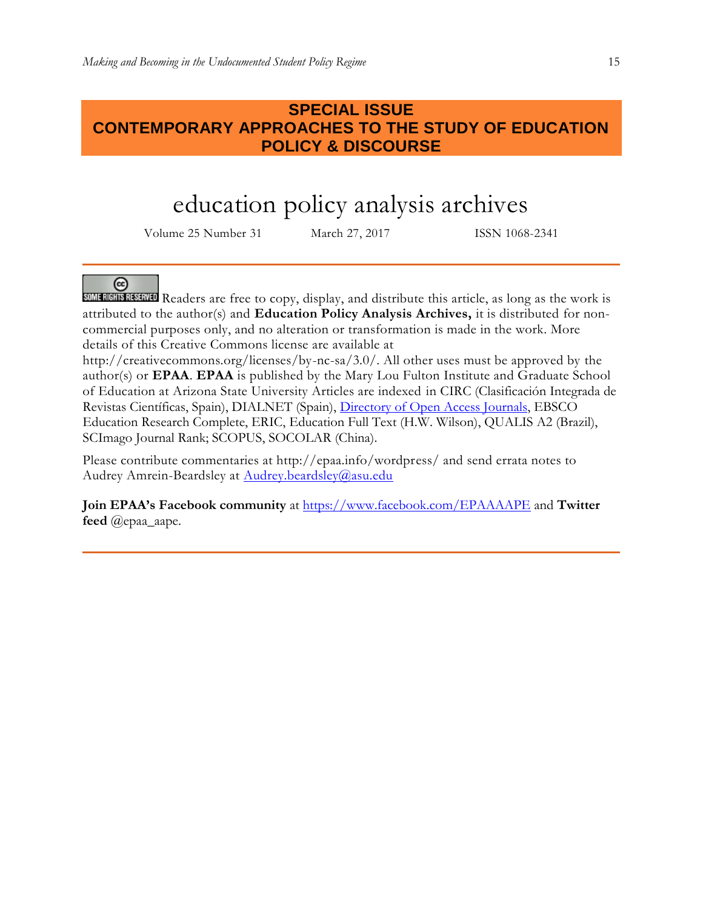**SPECIAL ISSUE**
**CONTEMPORARY APPROACHES TO THE STUDY OF EDUCATION POLICY & DISCOURSE**

# education policy analysis archives

Volume 25 Number 31 March 27, 2017 ISSN 1068-2341

---

SOME RIGHTS RESERVED Readers are free to copy, display, and distribute this article, as long as the work is attributed to the author(s) and **Education Policy Analysis Archives,** it is distributed for non-commercial purposes only, and no alteration or transformation is made in the work. More details of this Creative Commons license are available at http://creativecommons.org/licenses/by-nc-sa/3.0/. All other uses must be approved by the author(s) or **EPAA**. **EPAA** is published by the Mary Lou Fulton Institute and Graduate School of Education at Arizona State University Articles are indexed in CIRC (Clasificación Integrada de Revistas Científicas, Spain), DIALNET (Spain), Directory of Open Access Journals, EBSCO Education Research Complete, ERIC, Education Full Text (H.W. Wilson), QUALIS A2 (Brazil), SCImago Journal Rank; SCOPUS, SOCOLAR (China).

Please contribute commentaries at http://epaa.info/wordpress/ and send errata notes to Audrey Amrein-Beardsley at Audrey.beardsley@asu.edu

**Join EPAA's Facebook community** at https://www.facebook.com/EPAAAAPE and **Twitter feed** @epaa_aape.

---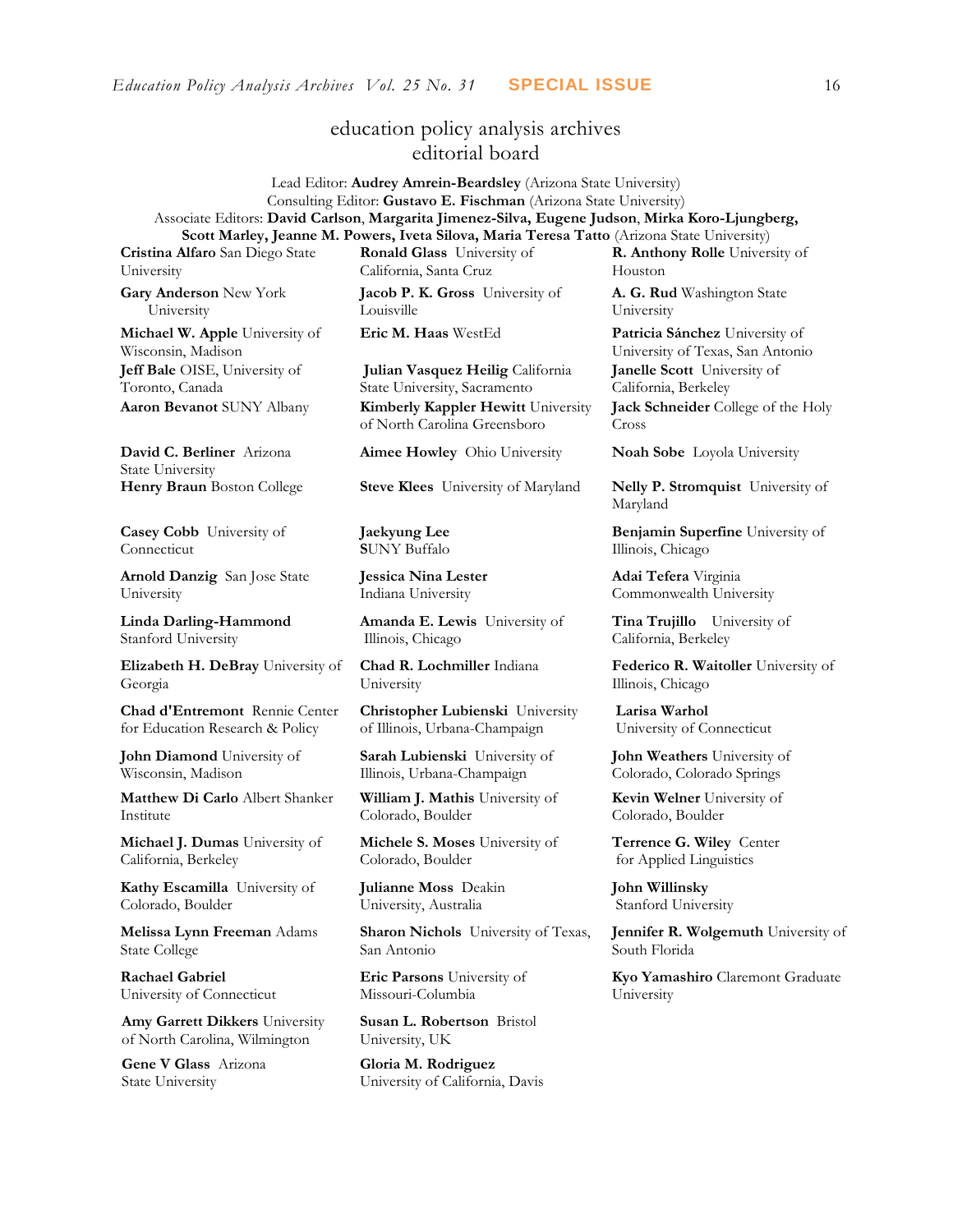# education policy analysis archives
## editorial board

Lead Editor: **Audrey Amrein-Beardsley** (Arizona State University)
Consulting Editor: **Gustavo E. Fischman** (Arizona State University)
Associate Editors: **David Carlson**, **Margarita Jimenez-Silva, Eugene Judson**, **Mirka Koro-Ljungberg, Scott Marley, Jeanne M. Powers, Iveta Silova, Maria Teresa Tatto** (Arizona State University)

**Cristina Alfaro** San Diego State University

**Gary Anderson** New York University

**Michael W. Apple** University of Wisconsin, Madison

**Jeff Bale** OISE, University of Toronto, Canada

**Aaron Bevanot** SUNY Albany

**David C. Berliner** Arizona State University

**Henry Braun** Boston College

**Casey Cobb** University of Connecticut

**Arnold Danzig** San Jose State University

**Linda Darling-Hammond** Stanford University

**Elizabeth H. DeBray** University of Georgia

**Chad d'Entremont** Rennie Center for Education Research & Policy

**John Diamond** University of Wisconsin, Madison

**Matthew Di Carlo** Albert Shanker Institute

**Michael J. Dumas** University of California, Berkeley

**Kathy Escamilla** University of Colorado, Boulder

**Melissa Lynn Freeman** Adams State College

**Rachael Gabriel** University of Connecticut

**Amy Garrett Dikkers** University of North Carolina, Wilmington

**Gene V Glass** Arizona State University

**Ronald Glass** University of California, Santa Cruz

**Jacob P. K. Gross** University of Louisville

**Eric M. Haas** WestEd

**Julian Vasquez Heilig** California State University, Sacramento

**Kimberly Kappler Hewitt** University of North Carolina Greensboro

**Aimee Howley** Ohio University

**Steve Klees** University of Maryland

**Jaekyung Lee** SUNY Buffalo

**Jessica Nina Lester** Indiana University

**Amanda E. Lewis** University of Illinois, Chicago

**Chad R. Lochmiller** Indiana University

**Christopher Lubienski** University of Illinois, Urbana-Champaign

**Sarah Lubienski** University of Illinois, Urbana-Champaign

**William J. Mathis** University of Colorado, Boulder

**Michele S. Moses** University of Colorado, Boulder

**Julianne Moss** Deakin University, Australia

**Sharon Nichols** University of Texas, San Antonio

**Eric Parsons** University of Missouri-Columbia

**Susan L. Robertson** Bristol University, UK

**Gloria M. Rodriguez** University of California, Davis

**R. Anthony Rolle** University of Houston

**A. G. Rud** Washington State University

**Patricia Sánchez** University of University of Texas, San Antonio

**Janelle Scott** University of California, Berkeley

**Jack Schneider** College of the Holy Cross

**Noah Sobe** Loyola University

**Nelly P. Stromquist** University of Maryland

**Benjamin Superfine** University of Illinois, Chicago

**Adai Tefera** Virginia Commonwealth University

**Tina Trujillo** University of California, Berkeley

**Federico R. Waitoller** University of Illinois, Chicago

**Larisa Warhol** University of Connecticut

**John Weathers** University of Colorado, Colorado Springs

**Kevin Welner** University of Colorado, Boulder

**Terrence G. Wiley** Center for Applied Linguistics

**John Willinsky** Stanford University

**Jennifer R. Wolgemuth** University of South Florida

**Kyo Yamashiro** Claremont Graduate University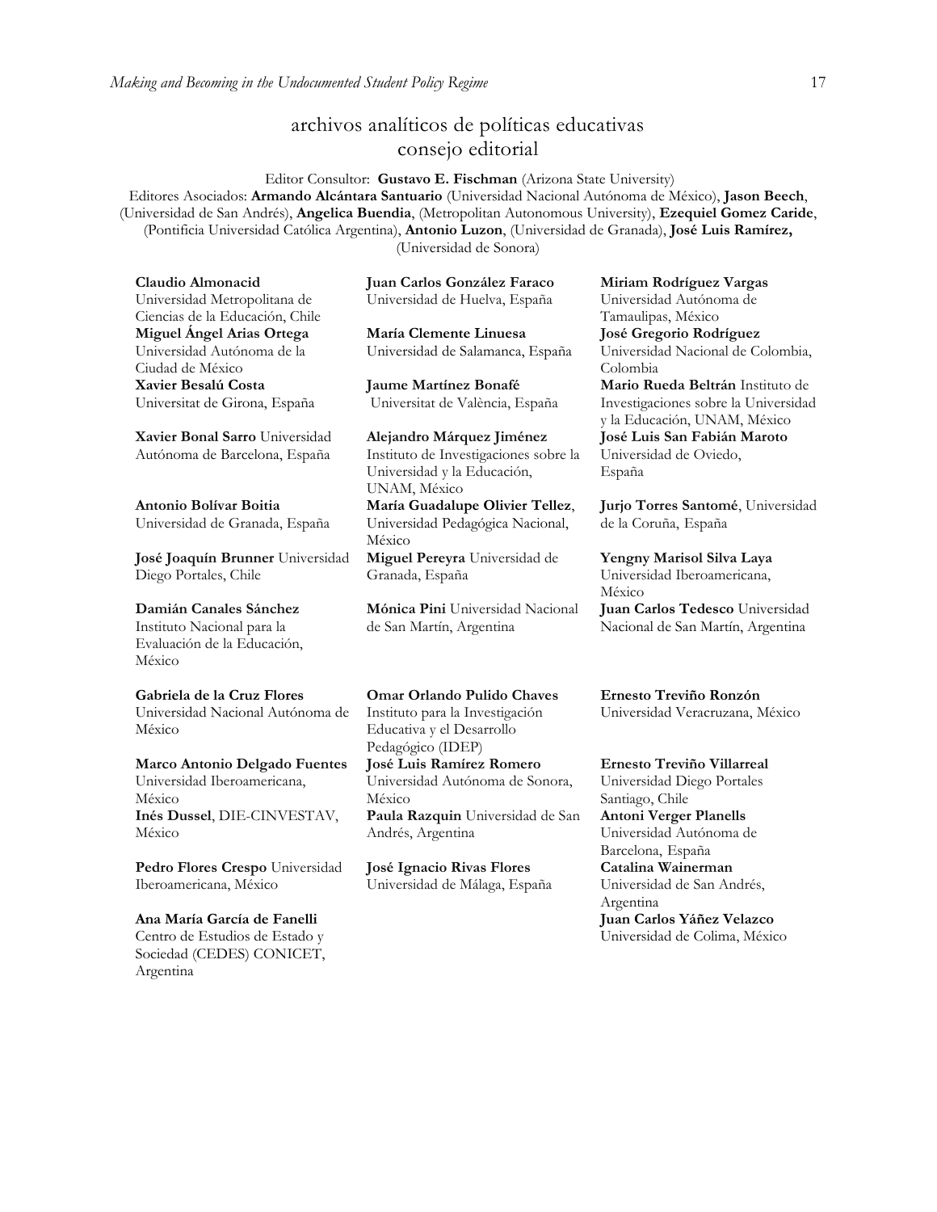# archivos analíticos de políticas educativas
## consejo editorial

Editor Consultor: **Gustavo E. Fischman** (Arizona State University)

Editores Asociados: **Armando Alcántara Santuario** (Universidad Nacional Autónoma de México), **Jason Beech**, (Universidad de San Andrés), **Angelica Buendia**, (Metropolitan Autonomous University), **Ezequiel Gomez Caride**, (Pontificia Universidad Católica Argentina), **Antonio Luzon**, (Universidad de Granada), **José Luis Ramírez,** (Universidad de Sonora)

**Claudio Almonacid**
Universidad Metropolitana de Ciencias de la Educación, Chile

**Miguel Ángel Arias Ortega**
Universidad Autónoma de la Ciudad de México

**Xavier Besalú Costa**
Universitat de Girona, España

**Xavier Bonal Sarro** Universidad Autónoma de Barcelona, España

**Antonio Bolívar Boitia**
Universidad de Granada, España

**José Joaquín Brunner** Universidad Diego Portales, Chile

**Damián Canales Sánchez**
Instituto Nacional para la Evaluación de la Educación, México

**Gabriela de la Cruz Flores**
Universidad Nacional Autónoma de México

**Marco Antonio Delgado Fuentes**
Universidad Iberoamericana, México

**Inés Dussel**, DIE-CINVESTAV, México

**Pedro Flores Crespo** Universidad Iberoamericana, México

**Ana María García de Fanelli**
Centro de Estudios de Estado y Sociedad (CEDES) CONICET, Argentina

**Juan Carlos González Faraco**
Universidad de Huelva, España

**María Clemente Linuesa**
Universidad de Salamanca, España

**Jaume Martínez Bonafé**
Universitat de València, España

**Alejandro Márquez Jiménez**
Instituto de Investigaciones sobre la Universidad y la Educación, UNAM, México

**María Guadalupe Olivier Tellez**, Universidad Pedagógica Nacional, México

**Miguel Pereyra** Universidad de Granada, España

**Mónica Pini** Universidad Nacional de San Martín, Argentina

**Omar Orlando Pulido Chaves**
Instituto para la Investigación Educativa y el Desarrollo Pedagógico (IDEP)

**José Luis Ramírez Romero**
Universidad Autónoma de Sonora, México

**Paula Razquin** Universidad de San Andrés, Argentina

**José Ignacio Rivas Flores**
Universidad de Málaga, España

**Miriam Rodríguez Vargas**
Universidad Autónoma de Tamaulipas, México

**José Gregorio Rodríguez**
Universidad Nacional de Colombia, Colombia

**Mario Rueda Beltrán** Instituto de Investigaciones sobre la Universidad y la Educación, UNAM, México

**José Luis San Fabián Maroto**
Universidad de Oviedo, España

**Jurjo Torres Santomé**, Universidad de la Coruña, España

**Yengny Marisol Silva Laya**
Universidad Iberoamericana, México

**Juan Carlos Tedesco** Universidad Nacional de San Martín, Argentina

**Ernesto Treviño Ronzón**
Universidad Veracruzana, México

**Ernesto Treviño Villarreal**
Universidad Diego Portales Santiago, Chile

**Antoni Verger Planells**
Universidad Autónoma de Barcelona, España

**Catalina Wainerman**
Universidad de San Andrés, Argentina

**Juan Carlos Yáñez Velazco**
Universidad de Colima, México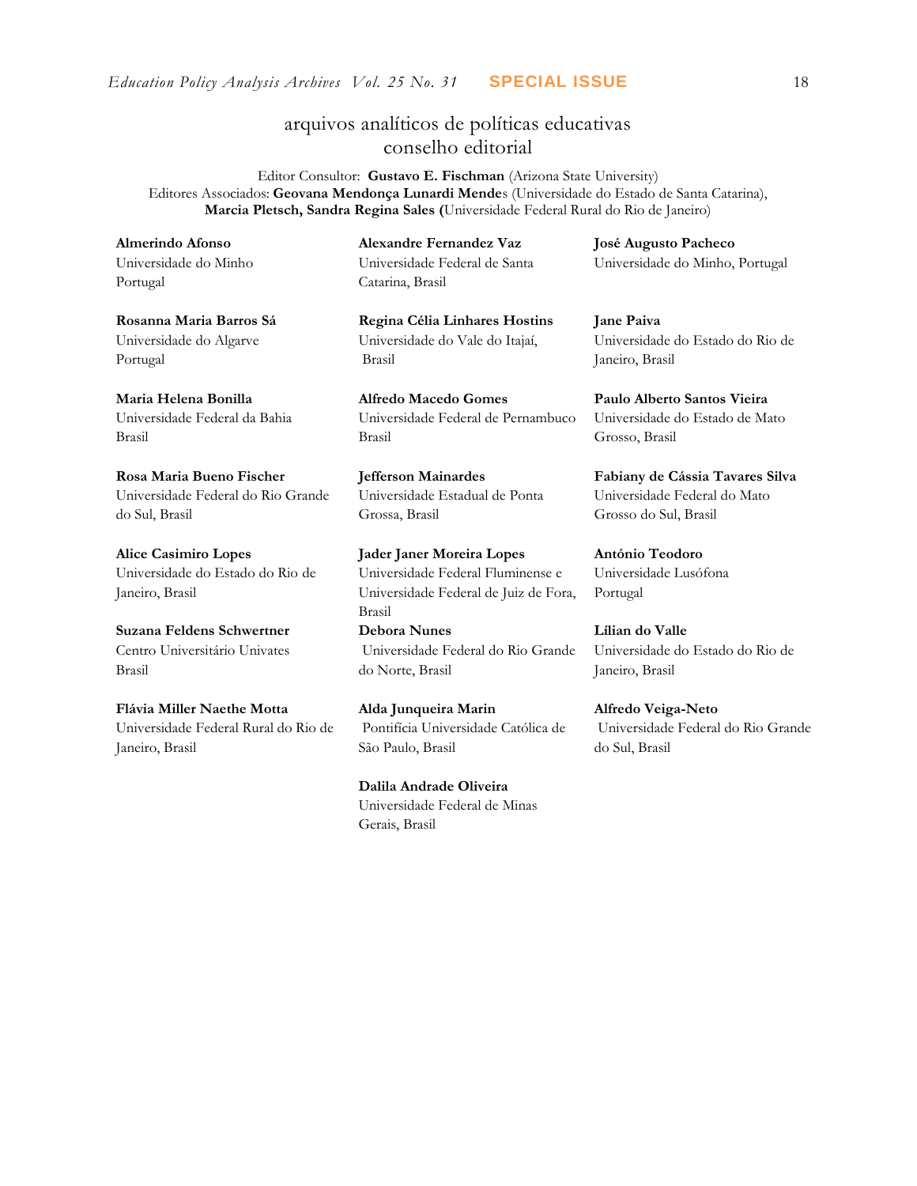# arquivos analíticos de políticas educativas
## conselho editorial

Editor Consultor: **Gustavo E. Fischman** (Arizona State University)
Editores Associados: **Geovana Mendonça Lunardi Mende**s (Universidade do Estado de Santa Catarina), **Marcia Pletsch, Sandra Regina Sales (**Universidade Federal Rural do Rio de Janeiro)

**Almerindo Afonso**
Universidade do Minho
Portugal

**Rosanna Maria Barros Sá**
Universidade do Algarve
Portugal

**Maria Helena Bonilla**
Universidade Federal da Bahia
Brasil

**Rosa Maria Bueno Fischer**
Universidade Federal do Rio Grande do Sul, Brasil

**Alice Casimiro Lopes**
Universidade do Estado do Rio de Janeiro, Brasil

**Suzana Feldens Schwertner**
Centro Universitário Univates
Brasil

**Flávia Miller Naethe Motta**
Universidade Federal Rural do Rio de Janeiro, Brasil

**Alexandre Fernandez Vaz**
Universidade Federal de Santa Catarina, Brasil

**Regina Célia Linhares Hostins**
Universidade do Vale do Itajaí, Brasil

**Alfredo Macedo Gomes**
Universidade Federal de Pernambuco
Brasil

**Jefferson Mainardes**
Universidade Estadual de Ponta Grossa, Brasil

**Jader Janer Moreira Lopes**
Universidade Federal Fluminense e Universidade Federal de Juiz de Fora, Brasil

**Debora Nunes**
Universidade Federal do Rio Grande do Norte, Brasil

**Alda Junqueira Marin**
Pontifícia Universidade Católica de São Paulo, Brasil

**Dalila Andrade Oliveira**
Universidade Federal de Minas Gerais, Brasil

**José Augusto Pacheco**
Universidade do Minho, Portugal

**Jane Paiva**
Universidade do Estado do Rio de Janeiro, Brasil

**Paulo Alberto Santos Vieira**
Universidade do Estado de Mato Grosso, Brasil

**Fabiany de Cássia Tavares Silva**
Universidade Federal do Mato Grosso do Sul, Brasil

**António Teodoro**
Universidade Lusófona
Portugal

**Lílian do Valle**
Universidade do Estado do Rio de Janeiro, Brasil

**Alfredo Veiga-Neto**
Universidade Federal do Rio Grande do Sul, Brasil